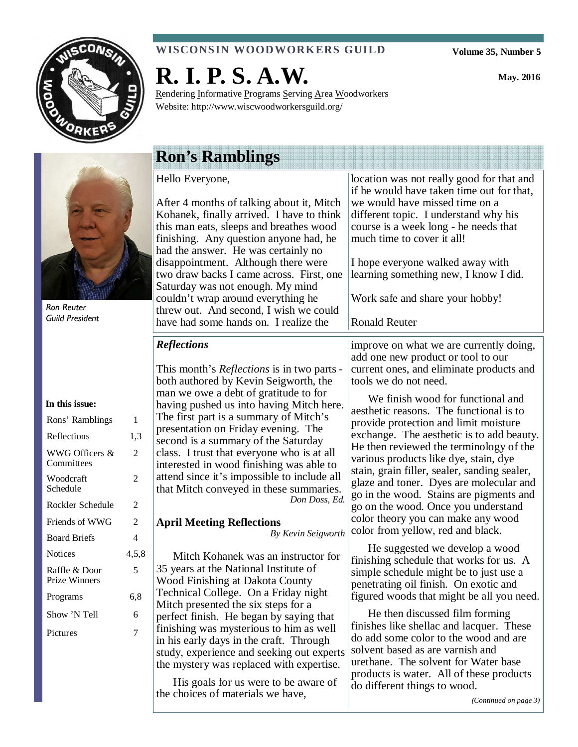**WISCONSIN WOODWORKERS GUILD**

Volume 35, Number 5

# R. I. P. S. A.W.

May. 2016

Rendering Informative Programs Serving Area Woodworkers
Website: http://www.wiscwoodworkersguild.org/

*Ron Reuter*
*Guild President*

**In this issue:**

| | |
|---|---|
| Rons' Ramblings | 1 |
| Reflections | 1,3 |
| WWG Officers & Committees | 2 |
| Woodcraft Schedule | 2 |
| Rockler Schedule | 2 |
| Friends of WWG | 2 |
| Board Briefs | 4 |
| Notices | 4,5,8 |
| Raffle & Door Prize Winners | 5 |
| Programs | 6,8 |
| Show 'N Tell | 6 |
| Pictures | 7 |

## Ron's Ramblings

Hello Everyone,

After 4 months of talking about it, Mitch Kohanek, finally arrived. I have to think this man eats, sleeps and breathes wood finishing. Any question anyone had, he had the answer. He was certainly no disappointment. Although there were two draw backs I came across. First, one Saturday was not enough. My mind couldn't wrap around everything he threw out. And second, I wish we could have had some hands on. I realize the location was not really good for that and if he would have taken time out for that, we would have missed time on a different topic. I understand why his course is a week long - he needs that much time to cover it all!

I hope everyone walked away with learning something new, I know I did.

Work safe and share your hobby!

Ronald Reuter

## *Reflections*

This month's *Reflections* is in two parts - both authored by Kevin Seigworth, the man we owe a debt of gratitude to for having pushed us into having Mitch here. The first part is a summary of Mitch's presentation on Friday evening. The second is a summary of the Saturday class. I trust that everyone who is at all interested in wood finishing was able to attend since it's impossible to include all that Mitch conveyed in these summaries.

*Don Doss, Ed.*

### April Meeting Reflections

*By Kevin Seigworth*

Mitch Kohanek was an instructor for 35 years at the National Institute of Wood Finishing at Dakota County Technical College. On a Friday night Mitch presented the six steps for a perfect finish. He began by saying that finishing was mysterious to him as well in his early days in the craft. Through study, experience and seeking out experts the mystery was replaced with expertise.

His goals for us were to be aware of the choices of materials we have, improve on what we are currently doing, add one new product or tool to our current ones, and eliminate products and tools we do not need.

We finish wood for functional and aesthetic reasons. The functional is to provide protection and limit moisture exchange. The aesthetic is to add beauty. He then reviewed the terminology of the various products like dye, stain, dye stain, grain filler, sealer, sanding sealer, glaze and toner. Dyes are molecular and go in the wood. Stains are pigments and go on the wood. Once you understand color theory you can make any wood color from yellow, red and black.

He suggested we develop a wood finishing schedule that works for us. A simple schedule might be to just use a penetrating oil finish. On exotic and figured woods that might be all you need.

He then discussed film forming finishes like shellac and lacquer. These do add some color to the wood and are solvent based as are varnish and urethane. The solvent for Water base products is water. All of these products do different things to wood.

*(Continued on page 3)*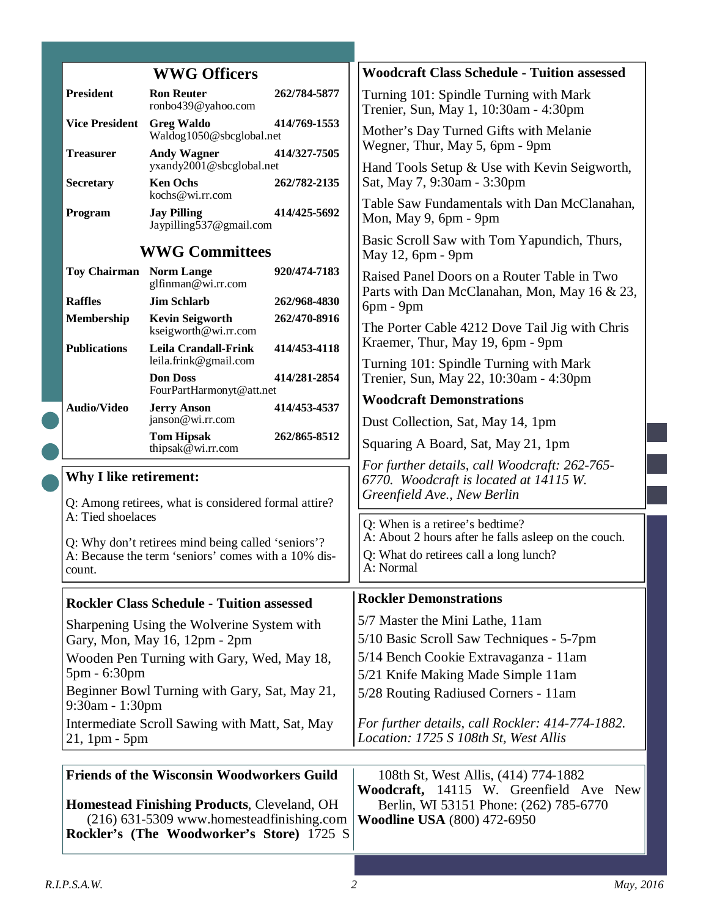## WWG Officers

| | | |
|---|---|---|
| **President** | **Ron Reuter** ronbo439@yahoo.com | **262/784-5877** |
| **Vice President** | **Greg Waldo** Waldog1050@sbcglobal.net | **414/769-1553** |
| **Treasurer** | **Andy Wagner** yxandy2001@sbcglobal.net | **414/327-7505** |
| **Secretary** | **Ken Ochs** kochs@wi.rr.com | **262/782-2135** |
| **Program** | **Jay Pilling** Jaypilling537@gmail.com | **414/425-5692** |

## WWG Committees

| | | |
|---|---|---|
| **Toy Chairman** | **Norm Lange** glfinman@wi.rr.com | **920/474-7183** |
| **Raffles** | **Jim Schlarb** | **262/968-4830** |
| **Membership** | **Kevin Seigworth** kseigworth@wi.rr.com | **262/470-8916** |
| **Publications** | **Leila Crandall-Frink** leila.frink@gmail.com | **414/453-4118** |
| | **Don Doss** FourPartHarmonyt@att.net | **414/281-2854** |
| **Audio/Video** | **Jerry Anson** janson@wi.rr.com | **414/453-4537** |
| | **Tom Hipsak** thipsak@wi.rr.com | **262/865-8512** |

## Woodcraft Class Schedule - Tuition assessed

Turning 101: Spindle Turning with Mark Trenier, Sun, May 1, 10:30am - 4:30pm

Mother's Day Turned Gifts with Melanie Wegner, Thur, May 5, 6pm - 9pm

Hand Tools Setup & Use with Kevin Seigworth, Sat, May 7, 9:30am - 3:30pm

Table Saw Fundamentals with Dan McClanahan, Mon, May 9, 6pm - 9pm

Basic Scroll Saw with Tom Yapundich, Thurs, May 12, 6pm - 9pm

Raised Panel Doors on a Router Table in Two Parts with Dan McClanahan, Mon, May 16 & 23, 6pm - 9pm

The Porter Cable 4212 Dove Tail Jig with Chris Kraemer, Thur, May 19, 6pm - 9pm

Turning 101: Spindle Turning with Mark Trenier, Sun, May 22, 10:30am - 4:30pm

### Woodcraft Demonstrations

Dust Collection, Sat, May 14, 1pm

Squaring A Board, Sat, May 21, 1pm

*For further details, call Woodcraft: 262-765-6770. Woodcraft is located at 14115 W. Greenfield Ave., New Berlin*

## Why I like retirement:

Q: Among retirees, what is considered formal attire?
A: Tied shoelaces

Q: Why don't retirees mind being called 'seniors'?
A: Because the term 'seniors' comes with a 10% discount.

Q: When is a retiree's bedtime?
A: About 2 hours after he falls asleep on the couch.

Q: What do retirees call a long lunch?
A: Normal

## Rockler Class Schedule - Tuition assessed

Sharpening Using the Wolverine System with Gary, Mon, May 16, 12pm - 2pm

Wooden Pen Turning with Gary, Wed, May 18, 5pm - 6:30pm

Beginner Bowl Turning with Gary, Sat, May 21, 9:30am - 1:30pm

Intermediate Scroll Sawing with Matt, Sat, May 21, 1pm - 5pm

### Rockler Demonstrations

5/7 Master the Mini Lathe, 11am

5/10 Basic Scroll Saw Techniques - 5-7pm

5/14 Bench Cookie Extravaganza - 11am

5/21 Knife Making Made Simple 11am

5/28 Routing Radiused Corners - 11am

*For further details, call Rockler: 414-774-1882. Location: 1725 S 108th St, West Allis*

## Friends of the Wisconsin Woodworkers Guild

**Homestead Finishing Products**, Cleveland, OH (216) 631-5309 www.homesteadfinishing.com

**Rockler's (The Woodworker's Store)** 1725 S 108th St, West Allis, (414) 774-1882

**Woodcraft,** 14115 W. Greenfield Ave New Berlin, WI 53151 Phone: (262) 785-6770

**Woodline USA** (800) 472-6950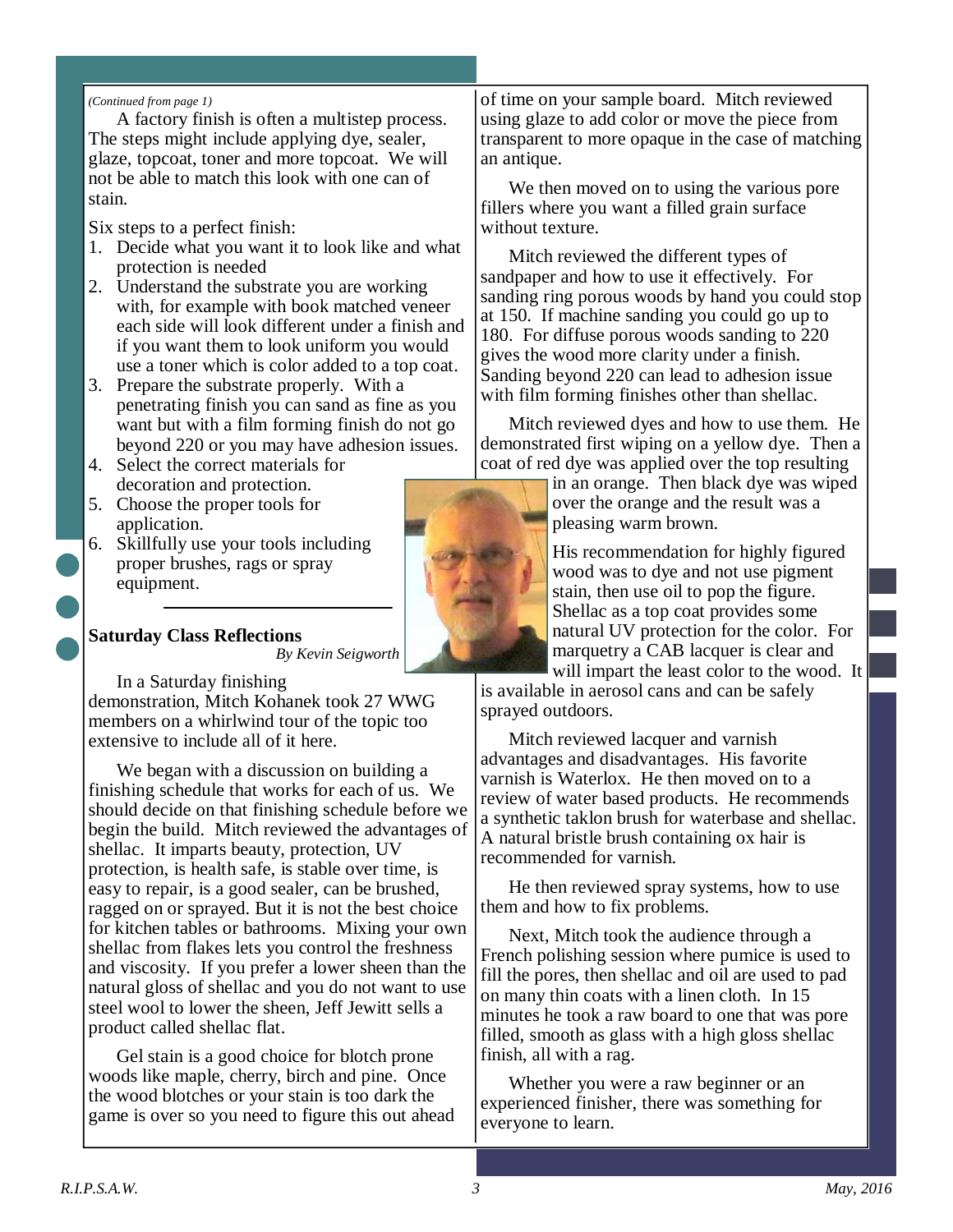*(Continued from page 1)*

A factory finish is often a multistep process. The steps might include applying dye, sealer, glaze, topcoat, toner and more topcoat. We will not be able to match this look with one can of stain.

Six steps to a perfect finish:

1. Decide what you want it to look like and what protection is needed
2. Understand the substrate you are working with, for example with book matched veneer each side will look different under a finish and if you want them to look uniform you would use a toner which is color added to a top coat.
3. Prepare the substrate properly. With a penetrating finish you can sand as fine as you want but with a film forming finish do not go beyond 220 or you may have adhesion issues.
4. Select the correct materials for decoration and protection.
5. Choose the proper tools for application.
6. Skillfully use your tools including proper brushes, rags or spray equipment.

---

## Saturday Class Reflections

*By Kevin Seigworth*

In a Saturday finishing demonstration, Mitch Kohanek took 27 WWG members on a whirlwind tour of the topic too extensive to include all of it here.

We began with a discussion on building a finishing schedule that works for each of us. We should decide on that finishing schedule before we begin the build. Mitch reviewed the advantages of shellac. It imparts beauty, protection, UV protection, is health safe, is stable over time, is easy to repair, is a good sealer, can be brushed, ragged on or sprayed. But it is not the best choice for kitchen tables or bathrooms. Mixing your own shellac from flakes lets you control the freshness and viscosity. If you prefer a lower sheen than the natural gloss of shellac and you do not want to use steel wool to lower the sheen, Jeff Jewitt sells a product called shellac flat.

Gel stain is a good choice for blotch prone woods like maple, cherry, birch and pine. Once the wood blotches or your stain is too dark the game is over so you need to figure this out ahead of time on your sample board. Mitch reviewed using glaze to add color or move the piece from transparent to more opaque in the case of matching an antique.

We then moved on to using the various pore fillers where you want a filled grain surface without texture.

Mitch reviewed the different types of sandpaper and how to use it effectively. For sanding ring porous woods by hand you could stop at 150. If machine sanding you could go up to 180. For diffuse porous woods sanding to 220 gives the wood more clarity under a finish. Sanding beyond 220 can lead to adhesion issue with film forming finishes other than shellac.

Mitch reviewed dyes and how to use them. He demonstrated first wiping on a yellow dye. Then a coat of red dye was applied over the top resulting in an orange. Then black dye was wiped over the orange and the result was a pleasing warm brown.

His recommendation for highly figured wood was to dye and not use pigment stain, then use oil to pop the figure. Shellac as a top coat provides some natural UV protection for the color. For marquetry a CAB lacquer is clear and will impart the least color to the wood. It is available in aerosol cans and can be safely sprayed outdoors.

Mitch reviewed lacquer and varnish advantages and disadvantages. His favorite varnish is Waterlox. He then moved on to a review of water based products. He recommends a synthetic taklon brush for waterbase and shellac. A natural bristle brush containing ox hair is recommended for varnish.

He then reviewed spray systems, how to use them and how to fix problems.

Next, Mitch took the audience through a French polishing session where pumice is used to fill the pores, then shellac and oil are used to pad on many thin coats with a linen cloth. In 15 minutes he took a raw board to one that was pore filled, smooth as glass with a high gloss shellac finish, all with a rag.

Whether you were a raw beginner or an experienced finisher, there was something for everyone to learn.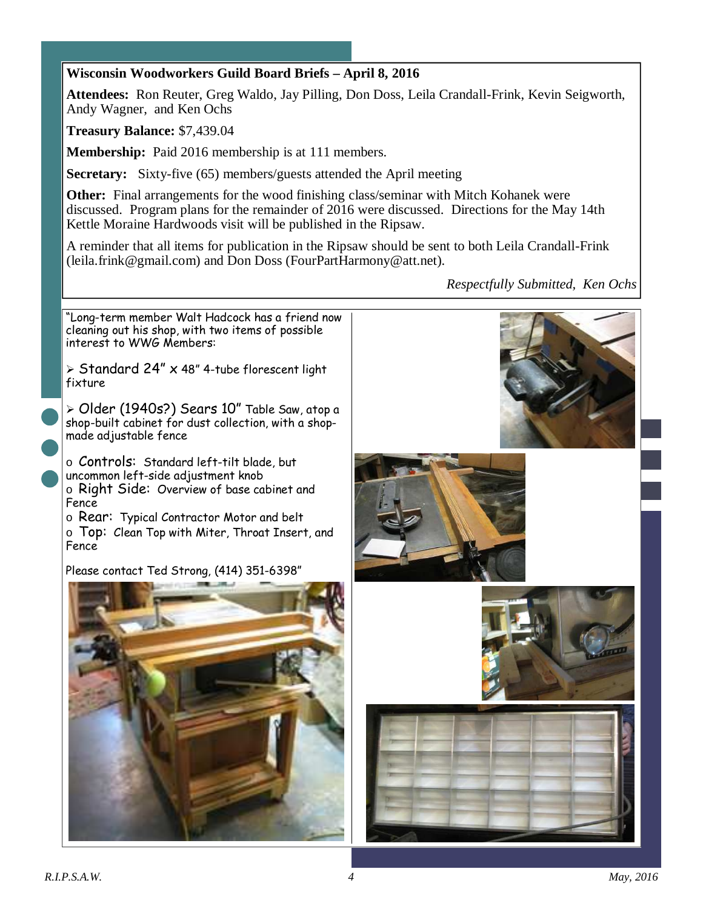## Wisconsin Woodworkers Guild Board Briefs – April 8, 2016

**Attendees:** Ron Reuter, Greg Waldo, Jay Pilling, Don Doss, Leila Crandall-Frink, Kevin Seigworth, Andy Wagner, and Ken Ochs

**Treasury Balance:** $7,439.04

**Membership:** Paid 2016 membership is at 111 members.

**Secretary:** Sixty-five (65) members/guests attended the April meeting

**Other:** Final arrangements for the wood finishing class/seminar with Mitch Kohanek were discussed. Program plans for the remainder of 2016 were discussed. Directions for the May 14th Kettle Moraine Hardwoods visit will be published in the Ripsaw.

A reminder that all items for publication in the Ripsaw should be sent to both Leila Crandall-Frink (leila.frink@gmail.com) and Don Doss (FourPartHarmony@att.net).

*Respectfully Submitted, Ken Ochs*

---

"Long-term member Walt Hadcock has a friend now cleaning out his shop, with two items of possible interest to WWG Members:

- Standard 24" x 48" 4-tube florescent light fixture
- Older (1940s?) Sears 10" Table Saw, atop a shop-built cabinet for dust collection, with a shop-made adjustable fence
  - Controls: Standard left-tilt blade, but uncommon left-side adjustment knob
  - Right Side: Overview of base cabinet and Fence
  - Rear: Typical Contractor Motor and belt
  - Top: Clean Top with Miter, Throat Insert, and Fence

Please contact Ted Strong, (414) 351-6398"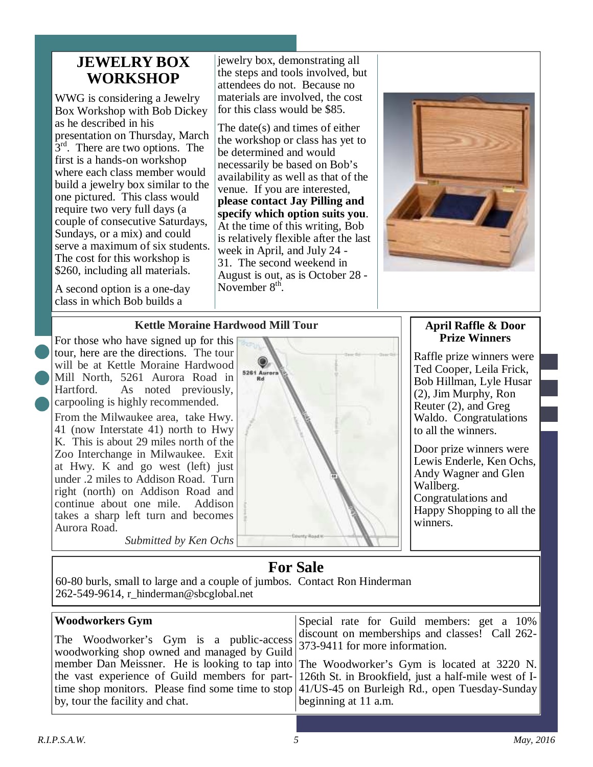## JEWELRY BOX WORKSHOP

WWG is considering a Jewelry Box Workshop with Bob Dickey as he described in his presentation on Thursday, March 3rd. There are two options. The first is a hands-on workshop where each class member would build a jewelry box similar to the one pictured. This class would require two very full days (a couple of consecutive Saturdays, Sundays, or a mix) and could serve a maximum of six students. The cost for this workshop is $260, including all materials.

A second option is a one-day class in which Bob builds a jewelry box, demonstrating all the steps and tools involved, but attendees do not. Because no materials are involved, the cost for this class would be $85.

The date(s) and times of either the workshop or class has yet to be determined and would necessarily be based on Bob's availability as well as that of the venue. If you are interested, **please contact Jay Pilling and specify which option suits you**. At the time of this writing, Bob is relatively flexible after the last week in April, and July 24 - 31. The second weekend in August is out, as is October 28 - November 8th.

### Kettle Moraine Hardwood Mill Tour

For those who have signed up for this tour, here are the directions. The tour will be at Kettle Moraine Hardwood Mill North, 5261 Aurora Road in Hartford. As noted previously, carpooling is highly recommended.

From the Milwaukee area, take Hwy. 41 (now Interstate 41) north to Hwy K. This is about 29 miles north of the Zoo Interchange in Milwaukee. Exit at Hwy. K and go west (left) just under .2 miles to Addison Road. Turn right (north) on Addison Road and continue about one mile. Addison takes a sharp left turn and becomes Aurora Road.

*Submitted by Ken Ochs*

### April Raffle & Door Prize Winners

Raffle prize winners were Ted Cooper, Leila Frick, Bob Hillman, Lyle Husar (2), Jim Murphy, Ron Reuter (2), and Greg Waldo. Congratulations to all the winners.

Door prize winners were Lewis Enderle, Ken Ochs, Andy Wagner and Glen Wallberg. Congratulations and Happy Shopping to all the winners.

## For Sale

60-80 burls, small to large and a couple of jumbos. Contact Ron Hinderman 262-549-9614, r_hinderman@sbcglobal.net

### Woodworkers Gym

The Woodworker's Gym is a public-access woodworking shop owned and managed by Guild member Dan Meissner. He is looking to tap into the vast experience of Guild members for part-time shop monitors. Please find some time to stop by, tour the facility and chat.

Special rate for Guild members: get a 10% discount on memberships and classes! Call 262-373-9411 for more information.

The Woodworker's Gym is located at 3220 N. 126th St. in Brookfield, just a half-mile west of I-41/US-45 on Burleigh Rd., open Tuesday-Sunday beginning at 11 a.m.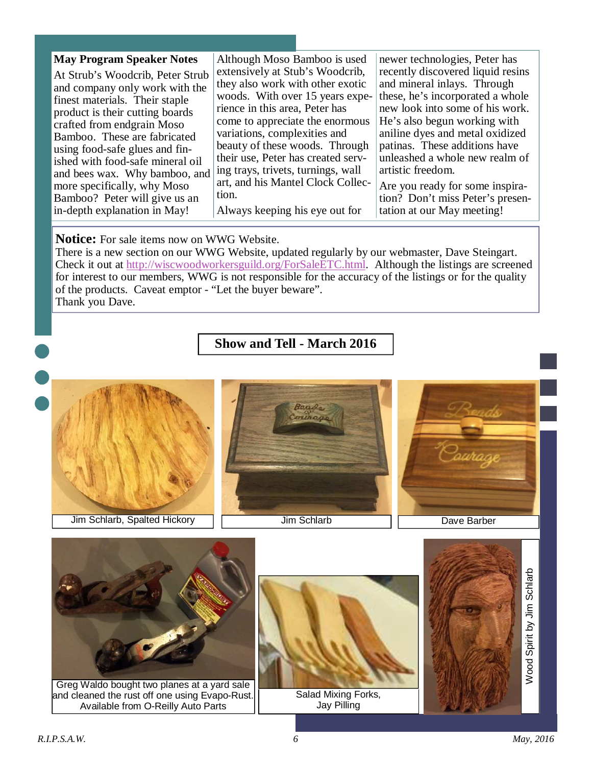## May Program Speaker Notes

At Strub's Woodcrib, Peter Strub and company only work with the finest materials. Their staple product is their cutting boards crafted from endgrain Moso Bamboo. These are fabricated using food-safe glues and finished with food-safe mineral oil and bees wax. Why bamboo, and more specifically, why Moso Bamboo? Peter will give us an in-depth explanation in May!

Although Moso Bamboo is used extensively at Stub's Woodcrib, they also work with other exotic woods. With over 15 years experience in this area, Peter has come to appreciate the enormous variations, complexities and beauty of these woods. Through their use, Peter has created serving trays, trivets, turnings, wall art, and his Mantel Clock Collection.

Always keeping his eye out for newer technologies, Peter has recently discovered liquid resins and mineral inlays. Through these, he's incorporated a whole new look into some of his work. He's also begun working with aniline dyes and metal oxidized patinas. These additions have unleashed a whole new realm of artistic freedom.

Are you ready for some inspiration? Don't miss Peter's presentation at our May meeting!

**Notice:** For sale items now on WWG Website.
There is a new section on our WWG Website, updated regularly by our webmaster, Dave Steingart. Check it out at http://wiscwoodworkersguild.org/ForSaleETC.html. Although the listings are screened for interest to our members, WWG is not responsible for the accuracy of the listings or for the quality of the products. Caveat emptor - "Let the buyer beware".
Thank you Dave.

## Show and Tell - March 2016

Jim Schlarb, Spalted Hickory

Jim Schlarb

Dave Barber

Greg Waldo bought two planes at a yard sale and cleaned the rust off one using Evapo-Rust. Available from O-Reilly Auto Parts

Salad Mixing Forks, Jay Pilling

Wood Spirit by Jim Schlarb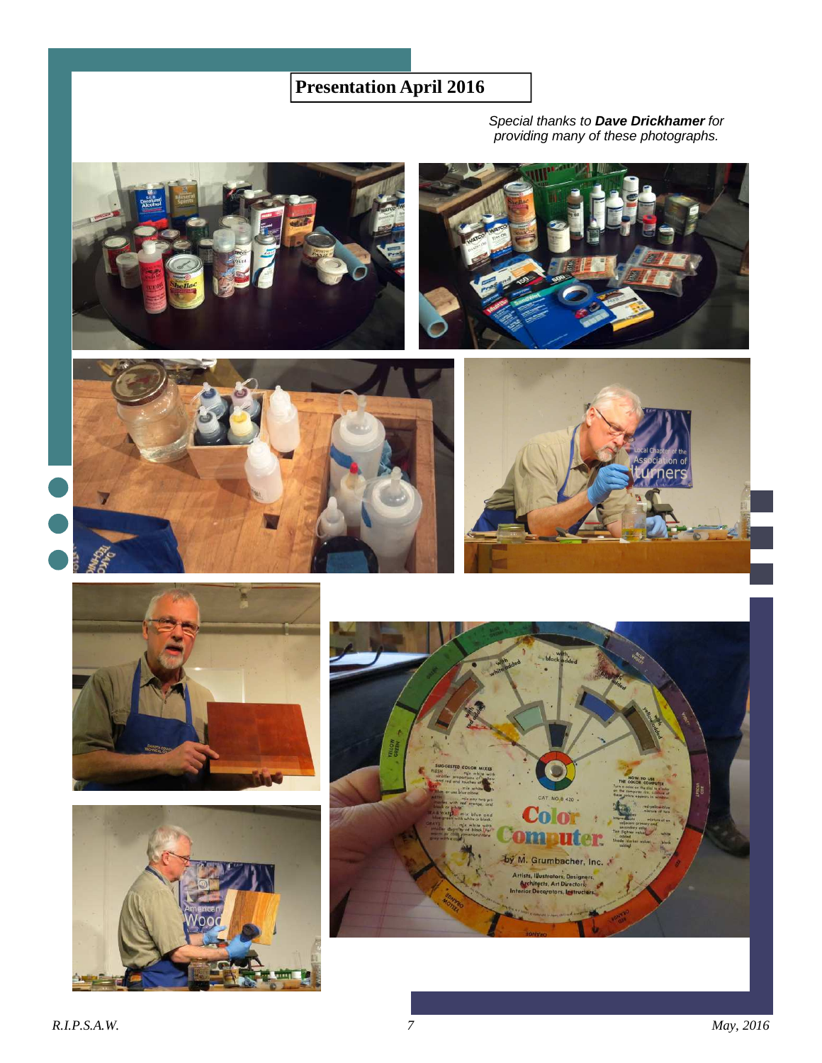# Presentation April 2016

*Special thanks to **Dave Drickhamer** for providing many of these photographs.*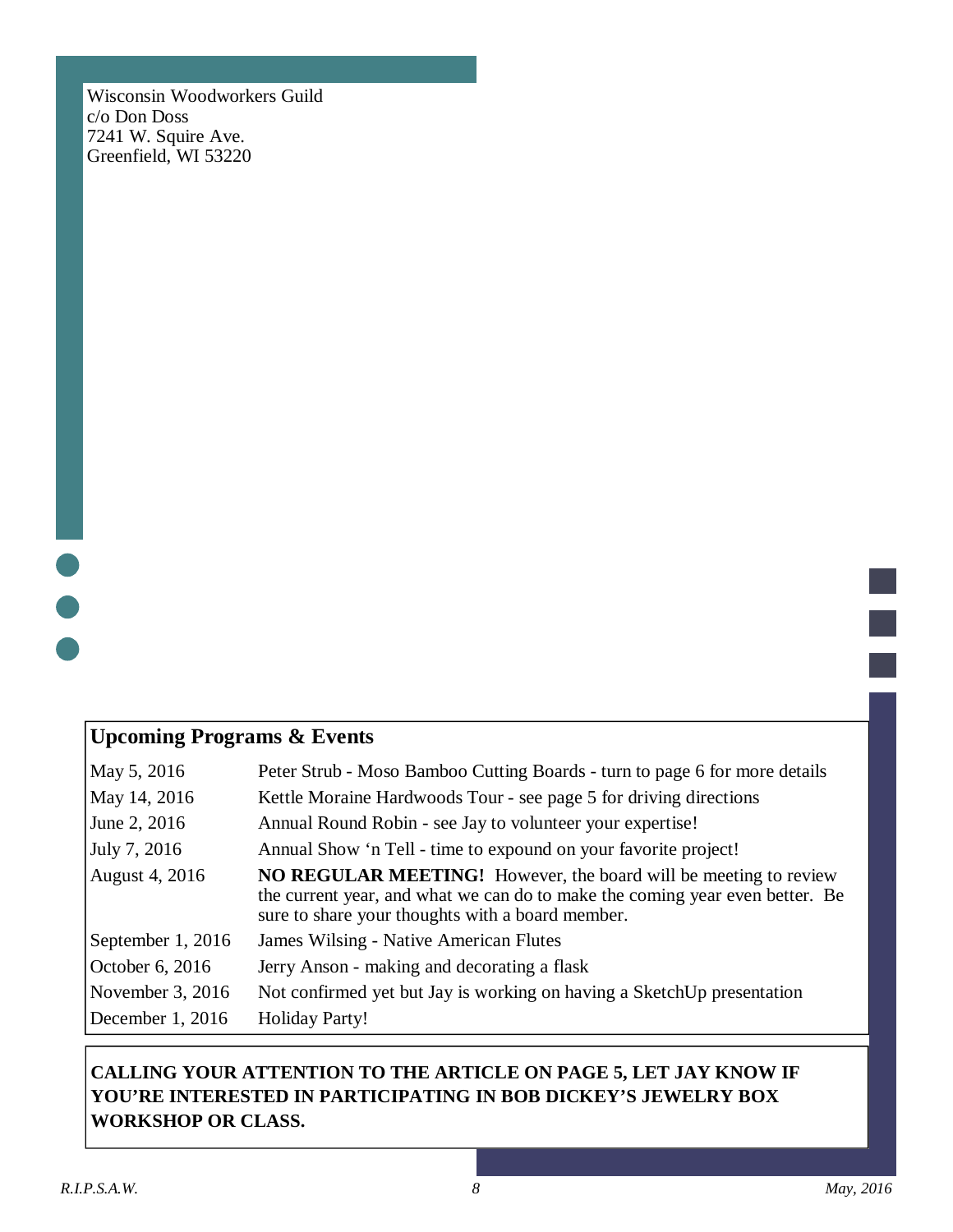Wisconsin Woodworkers Guild
c/o Don Doss
7241 W. Squire Ave.
Greenfield, WI 53220

## Upcoming Programs & Events

| | |
|---|---|
| May 5, 2016 | Peter Strub - Moso Bamboo Cutting Boards - turn to page 6 for more details |
| May 14, 2016 | Kettle Moraine Hardwoods Tour - see page 5 for driving directions |
| June 2, 2016 | Annual Round Robin - see Jay to volunteer your expertise! |
| July 7, 2016 | Annual Show 'n Tell - time to expound on your favorite project! |
| August 4, 2016 | **NO REGULAR MEETING!** However, the board will be meeting to review the current year, and what we can do to make the coming year even better. Be sure to share your thoughts with a board member. |
| September 1, 2016 | James Wilsing - Native American Flutes |
| October 6, 2016 | Jerry Anson - making and decorating a flask |
| November 3, 2016 | Not confirmed yet but Jay is working on having a SketchUp presentation |
| December 1, 2016 | Holiday Party! |

**CALLING YOUR ATTENTION TO THE ARTICLE ON PAGE 5, LET JAY KNOW IF YOU'RE INTERESTED IN PARTICIPATING IN BOB DICKEY'S JEWELRY BOX WORKSHOP OR CLASS.**